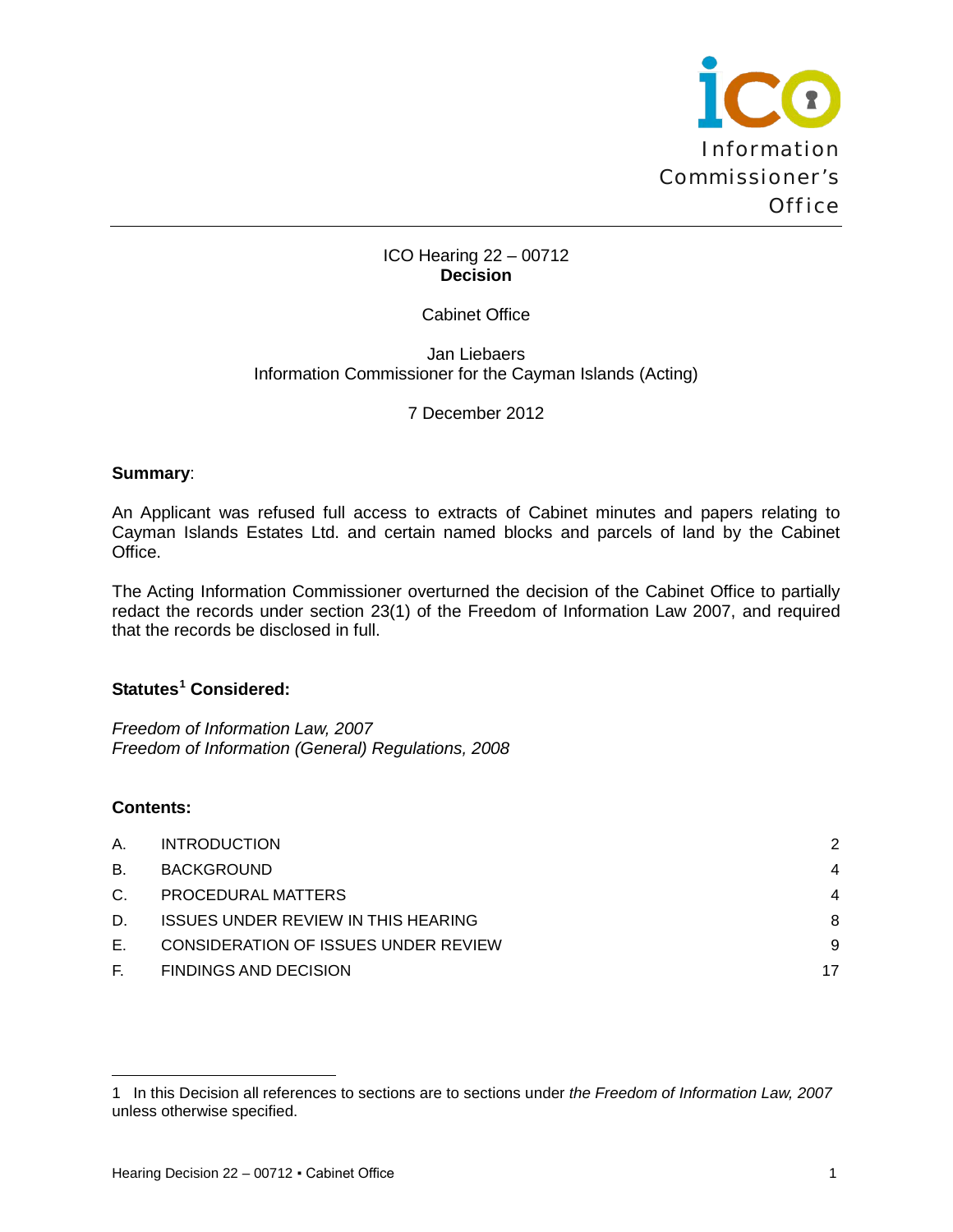Information Commissioner's Office

ICO Hearing 22 – 00712
**Decision**

Cabinet Office

Jan Liebaers
Information Commissioner for the Cayman Islands (Acting)

7 December 2012

**Summary**:

An Applicant was refused full access to extracts of Cabinet minutes and papers relating to Cayman Islands Estates Ltd. and certain named blocks and parcels of land by the Cabinet Office.

The Acting Information Commissioner overturned the decision of the Cabinet Office to partially redact the records under section 23(1) of the Freedom of Information Law 2007, and required that the records be disclosed in full.

**Statutes[1] Considered:**

*Freedom of Information Law, 2007*
*Freedom of Information (General) Regulations, 2008*

**Contents:**

| | | |
|---|---|---|
| A. | INTRODUCTION | 2 |
| B. | BACKGROUND | 4 |
| C. | PROCEDURAL MATTERS | 4 |
| D. | ISSUES UNDER REVIEW IN THIS HEARING | 8 |
| E. | CONSIDERATION OF ISSUES UNDER REVIEW | 9 |
| F. | FINDINGS AND DECISION | 17 |

---

1 In this Decision all references to sections are to sections under *the Freedom of Information Law, 2007* unless otherwise specified.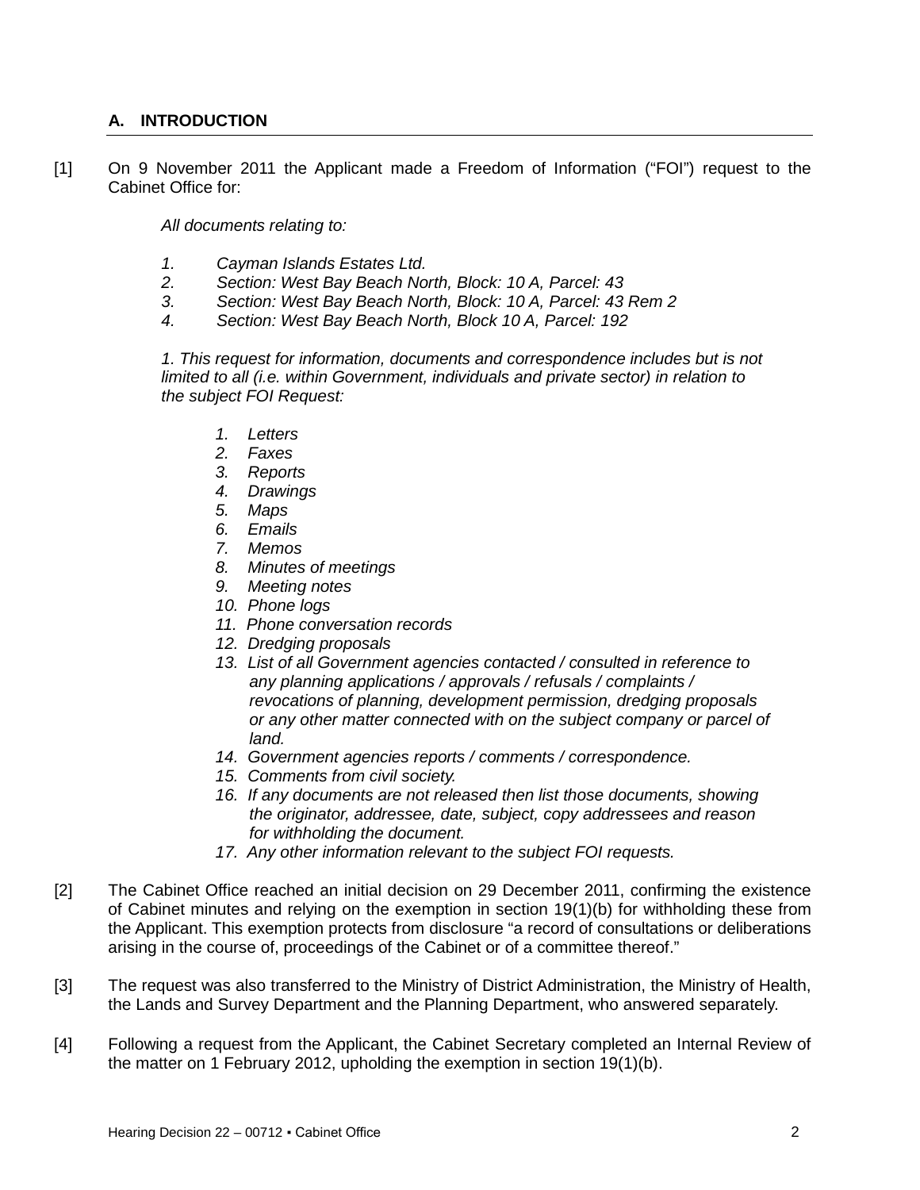## A. INTRODUCTION

[1] On 9 November 2011 the Applicant made a Freedom of Information ("FOI") request to the Cabinet Office for:

> *All documents relating to:*
>
> *1. Cayman Islands Estates Ltd.*
> *2. Section: West Bay Beach North, Block: 10 A, Parcel: 43*
> *3. Section: West Bay Beach North, Block: 10 A, Parcel: 43 Rem 2*
> *4. Section: West Bay Beach North, Block 10 A, Parcel: 192*
>
> *1. This request for information, documents and correspondence includes but is not limited to all (i.e. within Government, individuals and private sector) in relation to the subject FOI Request:*
>
> 1. *Letters*
> 2. *Faxes*
> 3. *Reports*
> 4. *Drawings*
> 5. *Maps*
> 6. *Emails*
> 7. *Memos*
> 8. *Minutes of meetings*
> 9. *Meeting notes*
> 10. *Phone logs*
> 11. *Phone conversation records*
> 12. *Dredging proposals*
> 13. *List of all Government agencies contacted / consulted in reference to any planning applications / approvals / refusals / complaints / revocations of planning, development permission, dredging proposals or any other matter connected with on the subject company or parcel of land.*
> 14. *Government agencies reports / comments / correspondence.*
> 15. *Comments from civil society.*
> 16. *If any documents are not released then list those documents, showing the originator, addressee, date, subject, copy addressees and reason for withholding the document.*
> 17. *Any other information relevant to the subject FOI requests.*

[2] The Cabinet Office reached an initial decision on 29 December 2011, confirming the existence of Cabinet minutes and relying on the exemption in section 19(1)(b) for withholding these from the Applicant. This exemption protects from disclosure "a record of consultations or deliberations arising in the course of, proceedings of the Cabinet or of a committee thereof."

[3] The request was also transferred to the Ministry of District Administration, the Ministry of Health, the Lands and Survey Department and the Planning Department, who answered separately.

[4] Following a request from the Applicant, the Cabinet Secretary completed an Internal Review of the matter on 1 February 2012, upholding the exemption in section 19(1)(b).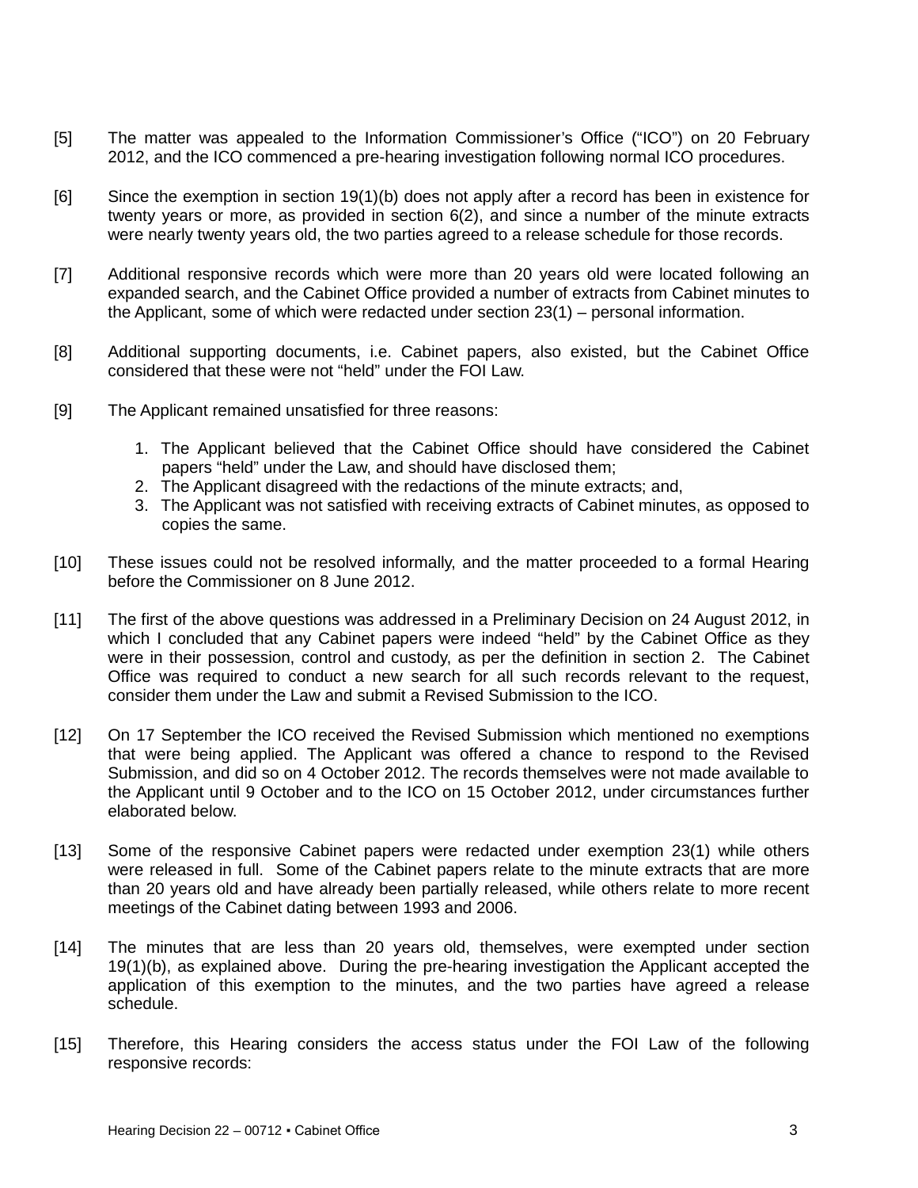[5] The matter was appealed to the Information Commissioner's Office ("ICO") on 20 February 2012, and the ICO commenced a pre-hearing investigation following normal ICO procedures.

[6] Since the exemption in section 19(1)(b) does not apply after a record has been in existence for twenty years or more, as provided in section 6(2), and since a number of the minute extracts were nearly twenty years old, the two parties agreed to a release schedule for those records.

[7] Additional responsive records which were more than 20 years old were located following an expanded search, and the Cabinet Office provided a number of extracts from Cabinet minutes to the Applicant, some of which were redacted under section 23(1) – personal information.

[8] Additional supporting documents, i.e. Cabinet papers, also existed, but the Cabinet Office considered that these were not "held" under the FOI Law.

[9] The Applicant remained unsatisfied for three reasons:

1. The Applicant believed that the Cabinet Office should have considered the Cabinet papers "held" under the Law, and should have disclosed them;
2. The Applicant disagreed with the redactions of the minute extracts; and,
3. The Applicant was not satisfied with receiving extracts of Cabinet minutes, as opposed to copies the same.

[10] These issues could not be resolved informally, and the matter proceeded to a formal Hearing before the Commissioner on 8 June 2012.

[11] The first of the above questions was addressed in a Preliminary Decision on 24 August 2012, in which I concluded that any Cabinet papers were indeed "held" by the Cabinet Office as they were in their possession, control and custody, as per the definition in section 2. The Cabinet Office was required to conduct a new search for all such records relevant to the request, consider them under the Law and submit a Revised Submission to the ICO.

[12] On 17 September the ICO received the Revised Submission which mentioned no exemptions that were being applied. The Applicant was offered a chance to respond to the Revised Submission, and did so on 4 October 2012. The records themselves were not made available to the Applicant until 9 October and to the ICO on 15 October 2012, under circumstances further elaborated below.

[13] Some of the responsive Cabinet papers were redacted under exemption 23(1) while others were released in full. Some of the Cabinet papers relate to the minute extracts that are more than 20 years old and have already been partially released, while others relate to more recent meetings of the Cabinet dating between 1993 and 2006.

[14] The minutes that are less than 20 years old, themselves, were exempted under section 19(1)(b), as explained above. During the pre-hearing investigation the Applicant accepted the application of this exemption to the minutes, and the two parties have agreed a release schedule.

[15] Therefore, this Hearing considers the access status under the FOI Law of the following responsive records: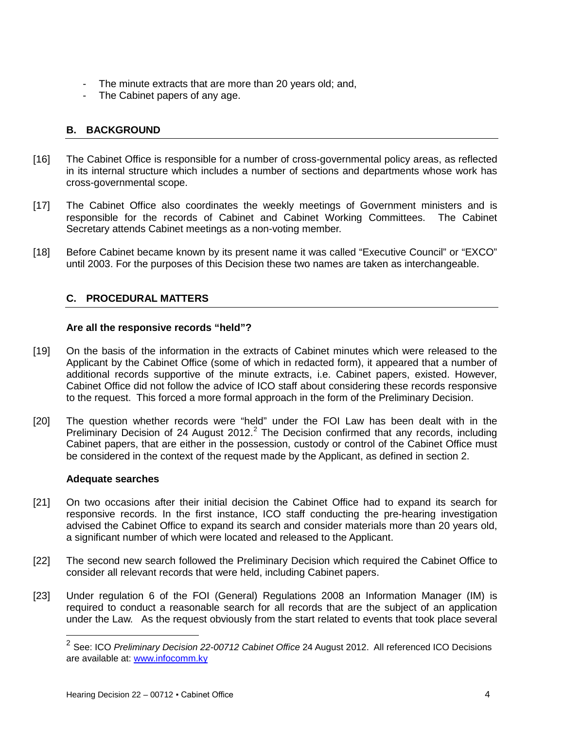- The minute extracts that are more than 20 years old; and,
- The Cabinet papers of any age.

## B. BACKGROUND

[16] The Cabinet Office is responsible for a number of cross-governmental policy areas, as reflected in its internal structure which includes a number of sections and departments whose work has cross-governmental scope.

[17] The Cabinet Office also coordinates the weekly meetings of Government ministers and is responsible for the records of Cabinet and Cabinet Working Committees. The Cabinet Secretary attends Cabinet meetings as a non-voting member.

[18] Before Cabinet became known by its present name it was called "Executive Council" or "EXCO" until 2003. For the purposes of this Decision these two names are taken as interchangeable.

## C. PROCEDURAL MATTERS

### Are all the responsive records "held"?

[19] On the basis of the information in the extracts of Cabinet minutes which were released to the Applicant by the Cabinet Office (some of which in redacted form), it appeared that a number of additional records supportive of the minute extracts, i.e. Cabinet papers, existed. However, Cabinet Office did not follow the advice of ICO staff about considering these records responsive to the request. This forced a more formal approach in the form of the Preliminary Decision.

[20] The question whether records were "held" under the FOI Law has been dealt with in the Preliminary Decision of 24 August 2012.[2] The Decision confirmed that any records, including Cabinet papers, that are either in the possession, custody or control of the Cabinet Office must be considered in the context of the request made by the Applicant, as defined in section 2.

### Adequate searches

[21] On two occasions after their initial decision the Cabinet Office had to expand its search for responsive records. In the first instance, ICO staff conducting the pre-hearing investigation advised the Cabinet Office to expand its search and consider materials more than 20 years old, a significant number of which were located and released to the Applicant.

[22] The second new search followed the Preliminary Decision which required the Cabinet Office to consider all relevant records that were held, including Cabinet papers.

[23] Under regulation 6 of the FOI (General) Regulations 2008 an Information Manager (IM) is required to conduct a reasonable search for all records that are the subject of an application under the Law. As the request obviously from the start related to events that took place several

---

[2] See: ICO *Preliminary Decision 22-00712 Cabinet Office* 24 August 2012. All referenced ICO Decisions are available at: www.infocomm.ky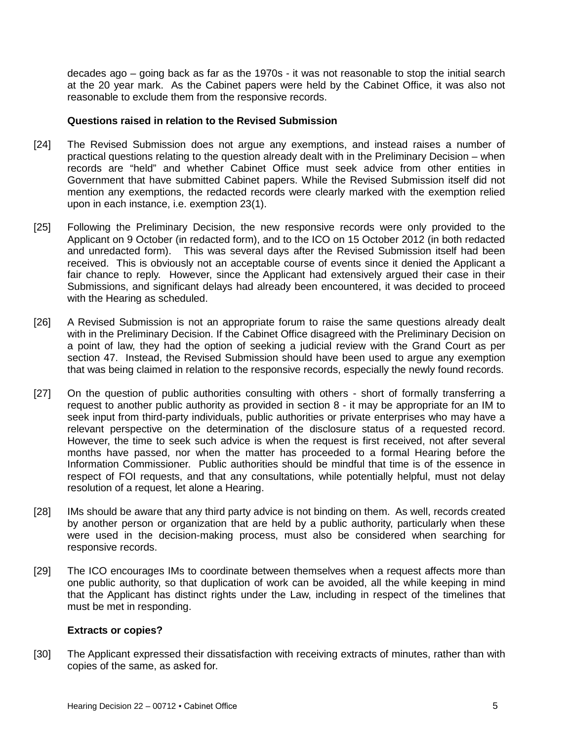decades ago – going back as far as the 1970s - it was not reasonable to stop the initial search at the 20 year mark. As the Cabinet papers were held by the Cabinet Office, it was also not reasonable to exclude them from the responsive records.

**Questions raised in relation to the Revised Submission**

[24] The Revised Submission does not argue any exemptions, and instead raises a number of practical questions relating to the question already dealt with in the Preliminary Decision – when records are "held" and whether Cabinet Office must seek advice from other entities in Government that have submitted Cabinet papers. While the Revised Submission itself did not mention any exemptions, the redacted records were clearly marked with the exemption relied upon in each instance, i.e. exemption 23(1).

[25] Following the Preliminary Decision, the new responsive records were only provided to the Applicant on 9 October (in redacted form), and to the ICO on 15 October 2012 (in both redacted and unredacted form). This was several days after the Revised Submission itself had been received. This is obviously not an acceptable course of events since it denied the Applicant a fair chance to reply. However, since the Applicant had extensively argued their case in their Submissions, and significant delays had already been encountered, it was decided to proceed with the Hearing as scheduled.

[26] A Revised Submission is not an appropriate forum to raise the same questions already dealt with in the Preliminary Decision. If the Cabinet Office disagreed with the Preliminary Decision on a point of law, they had the option of seeking a judicial review with the Grand Court as per section 47. Instead, the Revised Submission should have been used to argue any exemption that was being claimed in relation to the responsive records, especially the newly found records.

[27] On the question of public authorities consulting with others - short of formally transferring a request to another public authority as provided in section 8 - it may be appropriate for an IM to seek input from third-party individuals, public authorities or private enterprises who may have a relevant perspective on the determination of the disclosure status of a requested record. However, the time to seek such advice is when the request is first received, not after several months have passed, nor when the matter has proceeded to a formal Hearing before the Information Commissioner. Public authorities should be mindful that time is of the essence in respect of FOI requests, and that any consultations, while potentially helpful, must not delay resolution of a request, let alone a Hearing.

[28] IMs should be aware that any third party advice is not binding on them. As well, records created by another person or organization that are held by a public authority, particularly when these were used in the decision-making process, must also be considered when searching for responsive records.

[29] The ICO encourages IMs to coordinate between themselves when a request affects more than one public authority, so that duplication of work can be avoided, all the while keeping in mind that the Applicant has distinct rights under the Law, including in respect of the timelines that must be met in responding.

**Extracts or copies?**

[30] The Applicant expressed their dissatisfaction with receiving extracts of minutes, rather than with copies of the same, as asked for.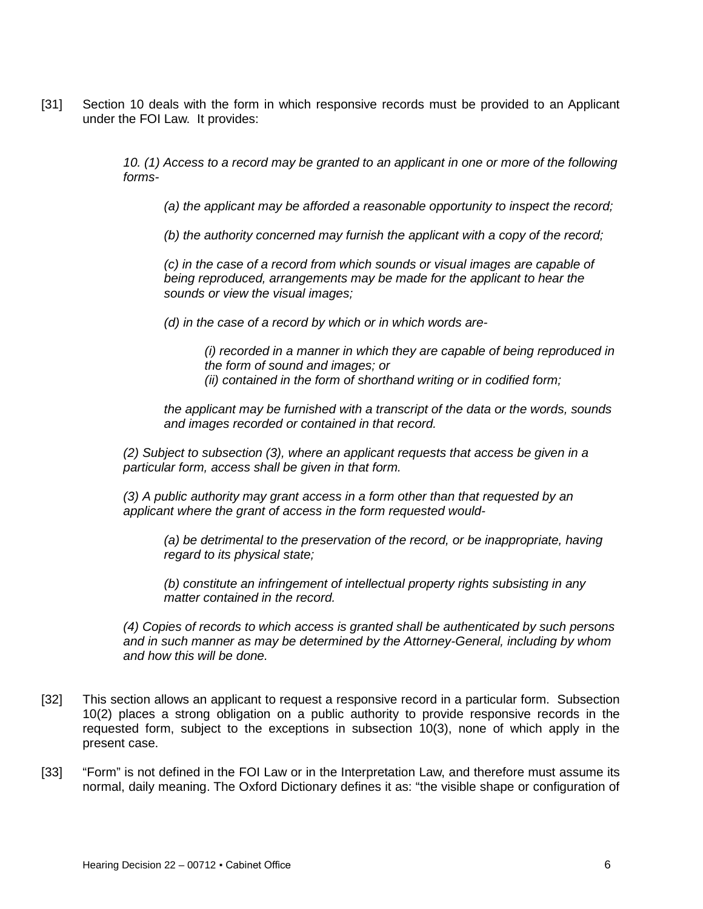[31] Section 10 deals with the form in which responsive records must be provided to an Applicant under the FOI Law. It provides:

> *10. (1) Access to a record may be granted to an applicant in one or more of the following forms-*
>
> > *(a) the applicant may be afforded a reasonable opportunity to inspect the record;*
> >
> > *(b) the authority concerned may furnish the applicant with a copy of the record;*
> >
> > *(c) in the case of a record from which sounds or visual images are capable of being reproduced, arrangements may be made for the applicant to hear the sounds or view the visual images;*
> >
> > *(d) in the case of a record by which or in which words are-*
> >
> > > *(i) recorded in a manner in which they are capable of being reproduced in the form of sound and images; or*
> > > *(ii) contained in the form of shorthand writing or in codified form;*
> >
> > *the applicant may be furnished with a transcript of the data or the words, sounds and images recorded or contained in that record.*
>
> *(2) Subject to subsection (3), where an applicant requests that access be given in a particular form, access shall be given in that form.*
>
> *(3) A public authority may grant access in a form other than that requested by an applicant where the grant of access in the form requested would-*
>
> > *(a) be detrimental to the preservation of the record, or be inappropriate, having regard to its physical state;*
> >
> > *(b) constitute an infringement of intellectual property rights subsisting in any matter contained in the record.*
>
> *(4) Copies of records to which access is granted shall be authenticated by such persons and in such manner as may be determined by the Attorney-General, including by whom and how this will be done.*

[32] This section allows an applicant to request a responsive record in a particular form. Subsection 10(2) places a strong obligation on a public authority to provide responsive records in the requested form, subject to the exceptions in subsection 10(3), none of which apply in the present case.

[33] "Form" is not defined in the FOI Law or in the Interpretation Law, and therefore must assume its normal, daily meaning. The Oxford Dictionary defines it as: "the visible shape or configuration of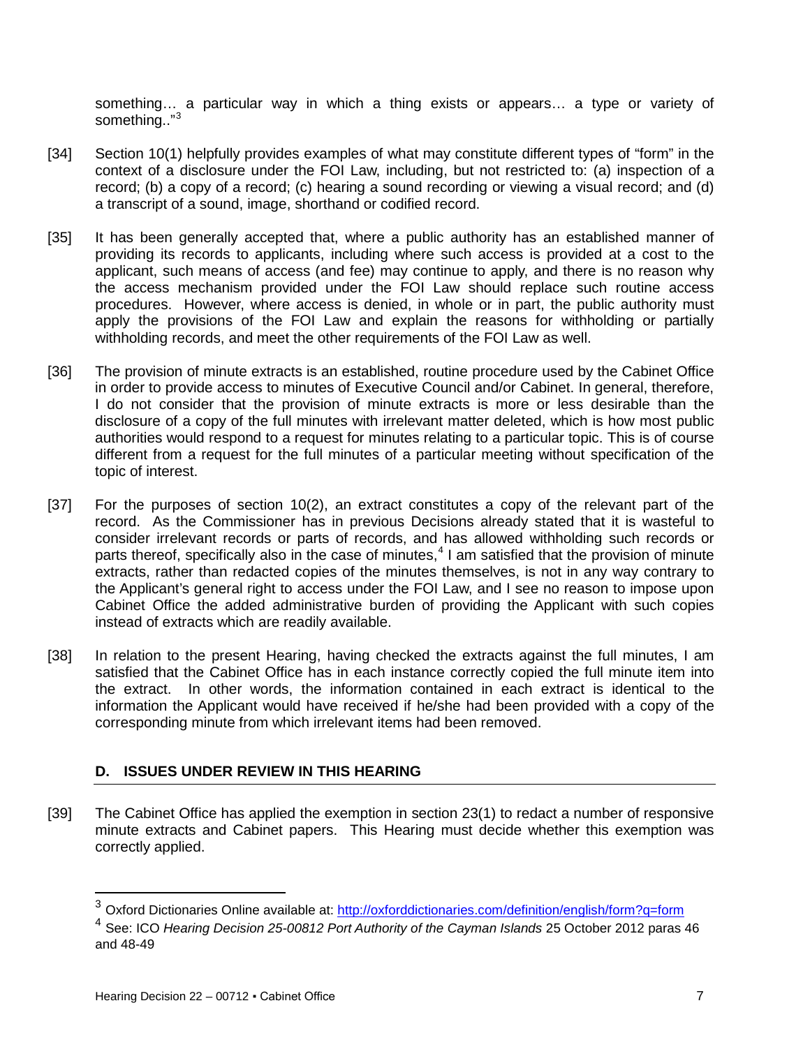something… a particular way in which a thing exists or appears… a type or variety of something.."[3]

[34] Section 10(1) helpfully provides examples of what may constitute different types of "form" in the context of a disclosure under the FOI Law, including, but not restricted to: (a) inspection of a record; (b) a copy of a record; (c) hearing a sound recording or viewing a visual record; and (d) a transcript of a sound, image, shorthand or codified record.

[35] It has been generally accepted that, where a public authority has an established manner of providing its records to applicants, including where such access is provided at a cost to the applicant, such means of access (and fee) may continue to apply, and there is no reason why the access mechanism provided under the FOI Law should replace such routine access procedures. However, where access is denied, in whole or in part, the public authority must apply the provisions of the FOI Law and explain the reasons for withholding or partially withholding records, and meet the other requirements of the FOI Law as well.

[36] The provision of minute extracts is an established, routine procedure used by the Cabinet Office in order to provide access to minutes of Executive Council and/or Cabinet. In general, therefore, I do not consider that the provision of minute extracts is more or less desirable than the disclosure of a copy of the full minutes with irrelevant matter deleted, which is how most public authorities would respond to a request for minutes relating to a particular topic. This is of course different from a request for the full minutes of a particular meeting without specification of the topic of interest.

[37] For the purposes of section 10(2), an extract constitutes a copy of the relevant part of the record. As the Commissioner has in previous Decisions already stated that it is wasteful to consider irrelevant records or parts of records, and has allowed withholding such records or parts thereof, specifically also in the case of minutes,[4] I am satisfied that the provision of minute extracts, rather than redacted copies of the minutes themselves, is not in any way contrary to the Applicant's general right to access under the FOI Law, and I see no reason to impose upon Cabinet Office the added administrative burden of providing the Applicant with such copies instead of extracts which are readily available.

[38] In relation to the present Hearing, having checked the extracts against the full minutes, I am satisfied that the Cabinet Office has in each instance correctly copied the full minute item into the extract. In other words, the information contained in each extract is identical to the information the Applicant would have received if he/she had been provided with a copy of the corresponding minute from which irrelevant items had been removed.

## D. ISSUES UNDER REVIEW IN THIS HEARING

[39] The Cabinet Office has applied the exemption in section 23(1) to redact a number of responsive minute extracts and Cabinet papers. This Hearing must decide whether this exemption was correctly applied.

---

[3] Oxford Dictionaries Online available at: http://oxforddictionaries.com/definition/english/form?q=form

[4] See: ICO *Hearing Decision 25-00812 Port Authority of the Cayman Islands* 25 October 2012 paras 46 and 48-49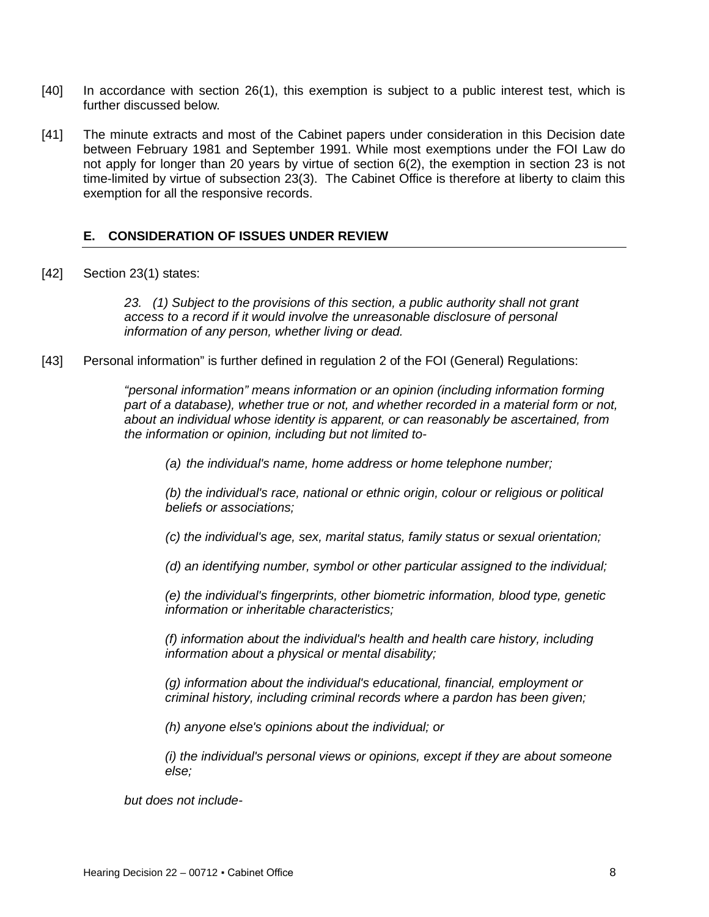[40] In accordance with section 26(1), this exemption is subject to a public interest test, which is further discussed below.

[41] The minute extracts and most of the Cabinet papers under consideration in this Decision date between February 1981 and September 1991. While most exemptions under the FOI Law do not apply for longer than 20 years by virtue of section 6(2), the exemption in section 23 is not time-limited by virtue of subsection 23(3). The Cabinet Office is therefore at liberty to claim this exemption for all the responsive records.

## E. CONSIDERATION OF ISSUES UNDER REVIEW

[42] Section 23(1) states:

> *23. (1) Subject to the provisions of this section, a public authority shall not grant access to a record if it would involve the unreasonable disclosure of personal information of any person, whether living or dead.*

[43] Personal information" is further defined in regulation 2 of the FOI (General) Regulations:

> *"personal information" means information or an opinion (including information forming part of a database), whether true or not, and whether recorded in a material form or not, about an individual whose identity is apparent, or can reasonably be ascertained, from the information or opinion, including but not limited to-*
>
> *(a) the individual's name, home address or home telephone number;*
>
> *(b) the individual's race, national or ethnic origin, colour or religious or political beliefs or associations;*
>
> *(c) the individual's age, sex, marital status, family status or sexual orientation;*
>
> *(d) an identifying number, symbol or other particular assigned to the individual;*
>
> *(e) the individual's fingerprints, other biometric information, blood type, genetic information or inheritable characteristics;*
>
> *(f) information about the individual's health and health care history, including information about a physical or mental disability;*
>
> *(g) information about the individual's educational, financial, employment or criminal history, including criminal records where a pardon has been given;*
>
> *(h) anyone else's opinions about the individual; or*
>
> *(i) the individual's personal views or opinions, except if they are about someone else;*
>
> *but does not include-*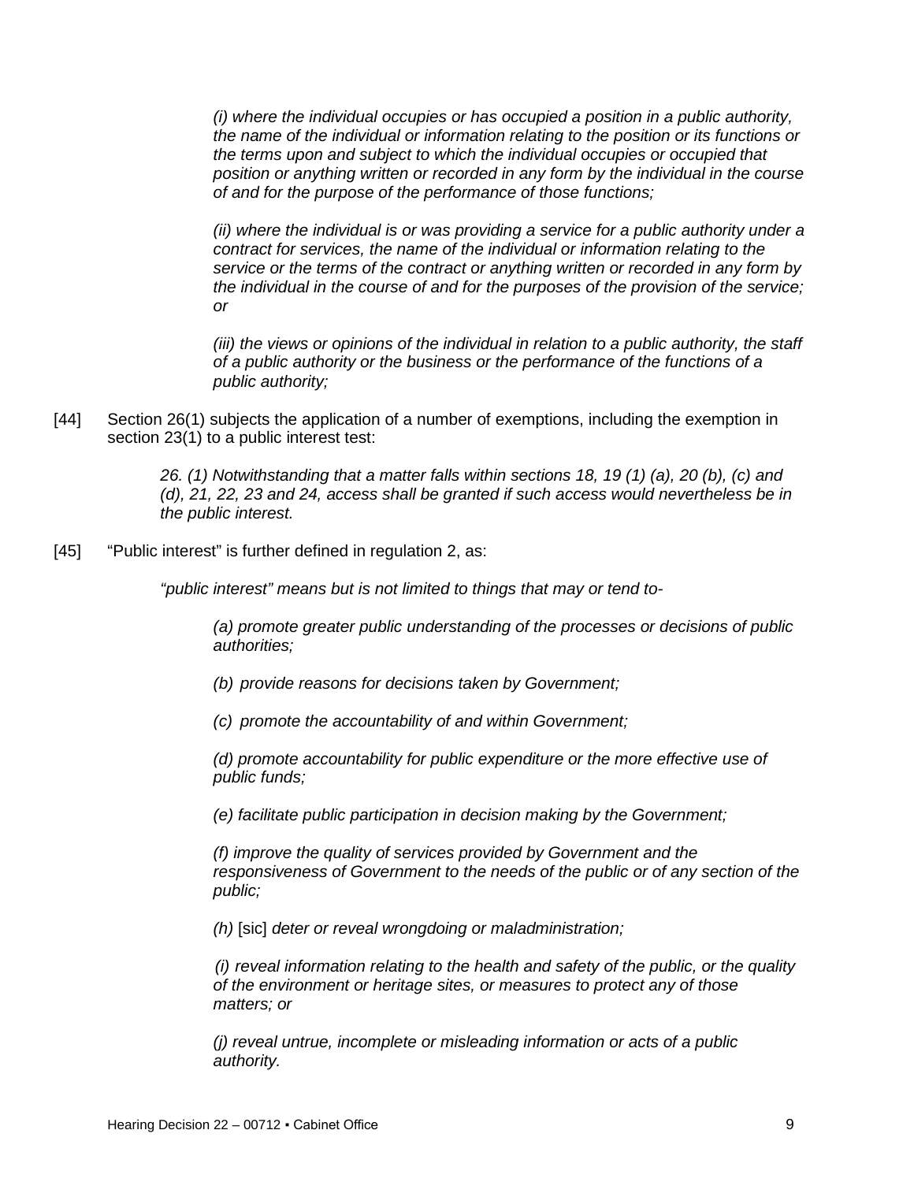*(i) where the individual occupies or has occupied a position in a public authority, the name of the individual or information relating to the position or its functions or the terms upon and subject to which the individual occupies or occupied that position or anything written or recorded in any form by the individual in the course of and for the purpose of the performance of those functions;*

*(ii) where the individual is or was providing a service for a public authority under a contract for services, the name of the individual or information relating to the service or the terms of the contract or anything written or recorded in any form by the individual in the course of and for the purposes of the provision of the service; or*

*(iii) the views or opinions of the individual in relation to a public authority, the staff of a public authority or the business or the performance of the functions of a public authority;*

[44] Section 26(1) subjects the application of a number of exemptions, including the exemption in section 23(1) to a public interest test:

> *26. (1) Notwithstanding that a matter falls within sections 18, 19 (1) (a), 20 (b), (c) and (d), 21, 22, 23 and 24, access shall be granted if such access would nevertheless be in the public interest.*

[45] "Public interest" is further defined in regulation 2, as:

*"public interest" means but is not limited to things that may or tend to-*

> *(a) promote greater public understanding of the processes or decisions of public authorities;*
>
> *(b) provide reasons for decisions taken by Government;*
>
> *(c) promote the accountability of and within Government;*
>
> *(d) promote accountability for public expenditure or the more effective use of public funds;*
>
> *(e) facilitate public participation in decision making by the Government;*
>
> *(f) improve the quality of services provided by Government and the responsiveness of Government to the needs of the public or of any section of the public;*
>
> *(h)* [sic] *deter or reveal wrongdoing or maladministration;*
>
> *(i) reveal information relating to the health and safety of the public, or the quality of the environment or heritage sites, or measures to protect any of those matters; or*
>
> *(j) reveal untrue, incomplete or misleading information or acts of a public authority.*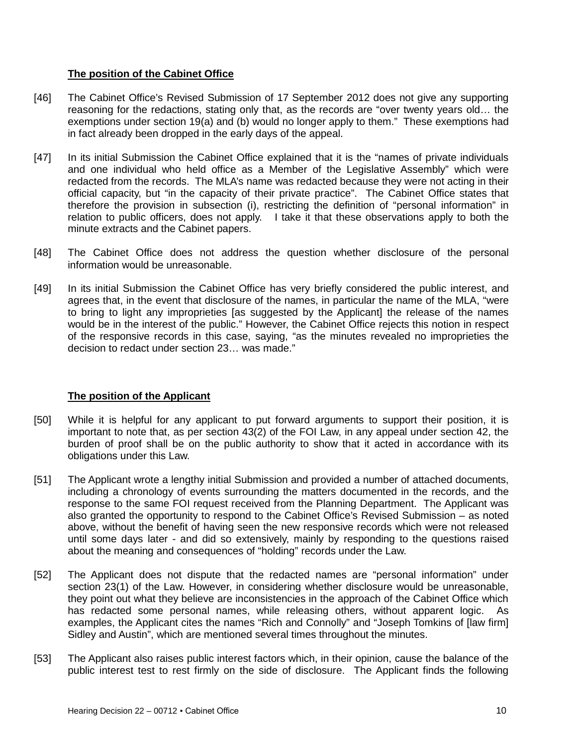### The position of the Cabinet Office

[46] The Cabinet Office's Revised Submission of 17 September 2012 does not give any supporting reasoning for the redactions, stating only that, as the records are "over twenty years old… the exemptions under section 19(a) and (b) would no longer apply to them." These exemptions had in fact already been dropped in the early days of the appeal.

[47] In its initial Submission the Cabinet Office explained that it is the "names of private individuals and one individual who held office as a Member of the Legislative Assembly" which were redacted from the records. The MLA's name was redacted because they were not acting in their official capacity, but "in the capacity of their private practice". The Cabinet Office states that therefore the provision in subsection (i), restricting the definition of "personal information" in relation to public officers, does not apply. I take it that these observations apply to both the minute extracts and the Cabinet papers.

[48] The Cabinet Office does not address the question whether disclosure of the personal information would be unreasonable.

[49] In its initial Submission the Cabinet Office has very briefly considered the public interest, and agrees that, in the event that disclosure of the names, in particular the name of the MLA, "were to bring to light any improprieties [as suggested by the Applicant] the release of the names would be in the interest of the public." However, the Cabinet Office rejects this notion in respect of the responsive records in this case, saying, "as the minutes revealed no improprieties the decision to redact under section 23… was made."

### The position of the Applicant

[50] While it is helpful for any applicant to put forward arguments to support their position, it is important to note that, as per section 43(2) of the FOI Law, in any appeal under section 42, the burden of proof shall be on the public authority to show that it acted in accordance with its obligations under this Law.

[51] The Applicant wrote a lengthy initial Submission and provided a number of attached documents, including a chronology of events surrounding the matters documented in the records, and the response to the same FOI request received from the Planning Department. The Applicant was also granted the opportunity to respond to the Cabinet Office's Revised Submission – as noted above, without the benefit of having seen the new responsive records which were not released until some days later - and did so extensively, mainly by responding to the questions raised about the meaning and consequences of "holding" records under the Law.

[52] The Applicant does not dispute that the redacted names are "personal information" under section 23(1) of the Law. However, in considering whether disclosure would be unreasonable, they point out what they believe are inconsistencies in the approach of the Cabinet Office which has redacted some personal names, while releasing others, without apparent logic. As examples, the Applicant cites the names "Rich and Connolly" and "Joseph Tomkins of [law firm] Sidley and Austin", which are mentioned several times throughout the minutes.

[53] The Applicant also raises public interest factors which, in their opinion, cause the balance of the public interest test to rest firmly on the side of disclosure. The Applicant finds the following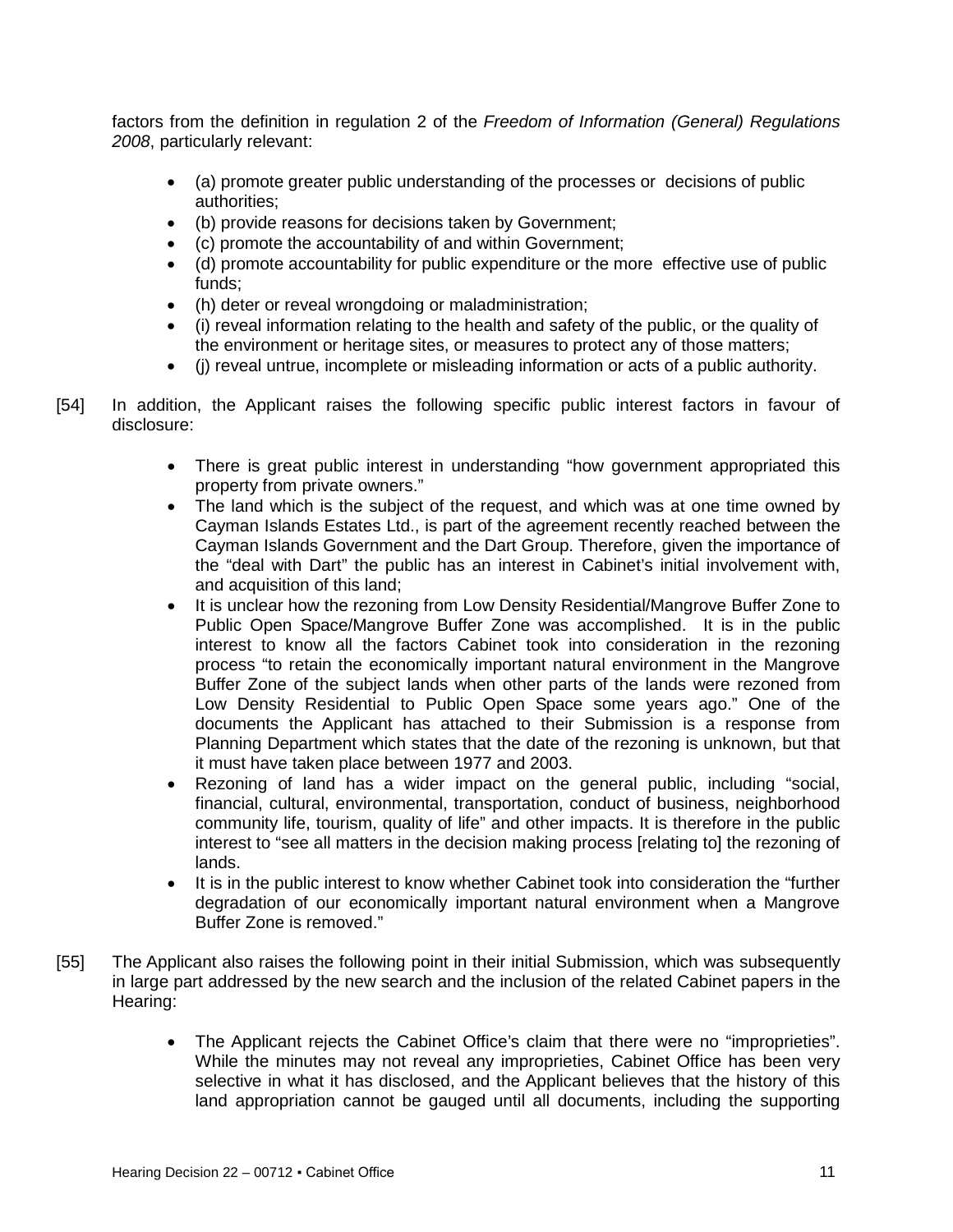factors from the definition in regulation 2 of the *Freedom of Information (General) Regulations 2008*, particularly relevant:

- (a) promote greater public understanding of the processes or decisions of public authorities;
- (b) provide reasons for decisions taken by Government;
- (c) promote the accountability of and within Government;
- (d) promote accountability for public expenditure or the more effective use of public funds;
- (h) deter or reveal wrongdoing or maladministration;
- (i) reveal information relating to the health and safety of the public, or the quality of the environment or heritage sites, or measures to protect any of those matters;
- (j) reveal untrue, incomplete or misleading information or acts of a public authority.

[54] In addition, the Applicant raises the following specific public interest factors in favour of disclosure:

- There is great public interest in understanding "how government appropriated this property from private owners."
- The land which is the subject of the request, and which was at one time owned by Cayman Islands Estates Ltd., is part of the agreement recently reached between the Cayman Islands Government and the Dart Group. Therefore, given the importance of the "deal with Dart" the public has an interest in Cabinet's initial involvement with, and acquisition of this land;
- It is unclear how the rezoning from Low Density Residential/Mangrove Buffer Zone to Public Open Space/Mangrove Buffer Zone was accomplished. It is in the public interest to know all the factors Cabinet took into consideration in the rezoning process "to retain the economically important natural environment in the Mangrove Buffer Zone of the subject lands when other parts of the lands were rezoned from Low Density Residential to Public Open Space some years ago." One of the documents the Applicant has attached to their Submission is a response from Planning Department which states that the date of the rezoning is unknown, but that it must have taken place between 1977 and 2003.
- Rezoning of land has a wider impact on the general public, including "social, financial, cultural, environmental, transportation, conduct of business, neighborhood community life, tourism, quality of life" and other impacts. It is therefore in the public interest to "see all matters in the decision making process [relating to] the rezoning of lands.
- It is in the public interest to know whether Cabinet took into consideration the "further degradation of our economically important natural environment when a Mangrove Buffer Zone is removed."

[55] The Applicant also raises the following point in their initial Submission, which was subsequently in large part addressed by the new search and the inclusion of the related Cabinet papers in the Hearing:

- The Applicant rejects the Cabinet Office's claim that there were no "improprieties". While the minutes may not reveal any improprieties, Cabinet Office has been very selective in what it has disclosed, and the Applicant believes that the history of this land appropriation cannot be gauged until all documents, including the supporting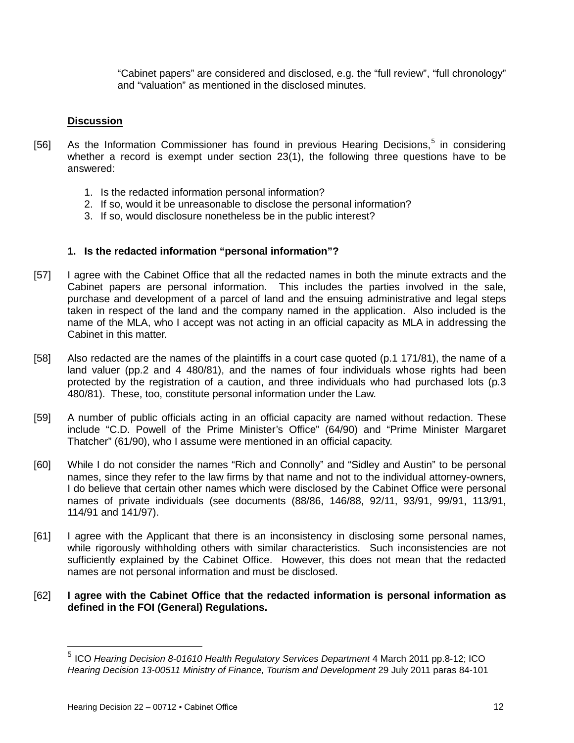"Cabinet papers" are considered and disclosed, e.g. the "full review", "full chronology" and "valuation" as mentioned in the disclosed minutes.

**Discussion**

[56] As the Information Commissioner has found in previous Hearing Decisions,[5] in considering whether a record is exempt under section 23(1), the following three questions have to be answered:

1. Is the redacted information personal information?
2. If so, would it be unreasonable to disclose the personal information?
3. If so, would disclosure nonetheless be in the public interest?

**1. Is the redacted information "personal information"?**

[57] I agree with the Cabinet Office that all the redacted names in both the minute extracts and the Cabinet papers are personal information. This includes the parties involved in the sale, purchase and development of a parcel of land and the ensuing administrative and legal steps taken in respect of the land and the company named in the application. Also included is the name of the MLA, who I accept was not acting in an official capacity as MLA in addressing the Cabinet in this matter.

[58] Also redacted are the names of the plaintiffs in a court case quoted (p.1 171/81), the name of a land valuer (pp.2 and 4 480/81), and the names of four individuals whose rights had been protected by the registration of a caution, and three individuals who had purchased lots (p.3 480/81). These, too, constitute personal information under the Law.

[59] A number of public officials acting in an official capacity are named without redaction. These include "C.D. Powell of the Prime Minister's Office" (64/90) and "Prime Minister Margaret Thatcher" (61/90), who I assume were mentioned in an official capacity.

[60] While I do not consider the names "Rich and Connolly" and "Sidley and Austin" to be personal names, since they refer to the law firms by that name and not to the individual attorney-owners, I do believe that certain other names which were disclosed by the Cabinet Office were personal names of private individuals (see documents (88/86, 146/88, 92/11, 93/91, 99/91, 113/91, 114/91 and 141/97).

[61] I agree with the Applicant that there is an inconsistency in disclosing some personal names, while rigorously withholding others with similar characteristics. Such inconsistencies are not sufficiently explained by the Cabinet Office. However, this does not mean that the redacted names are not personal information and must be disclosed.

[62] **I agree with the Cabinet Office that the redacted information is personal information as defined in the FOI (General) Regulations.**

---

[5] ICO *Hearing Decision 8-01610 Health Regulatory Services Department* 4 March 2011 pp.8-12; ICO *Hearing Decision 13-00511 Ministry of Finance, Tourism and Development* 29 July 2011 paras 84-101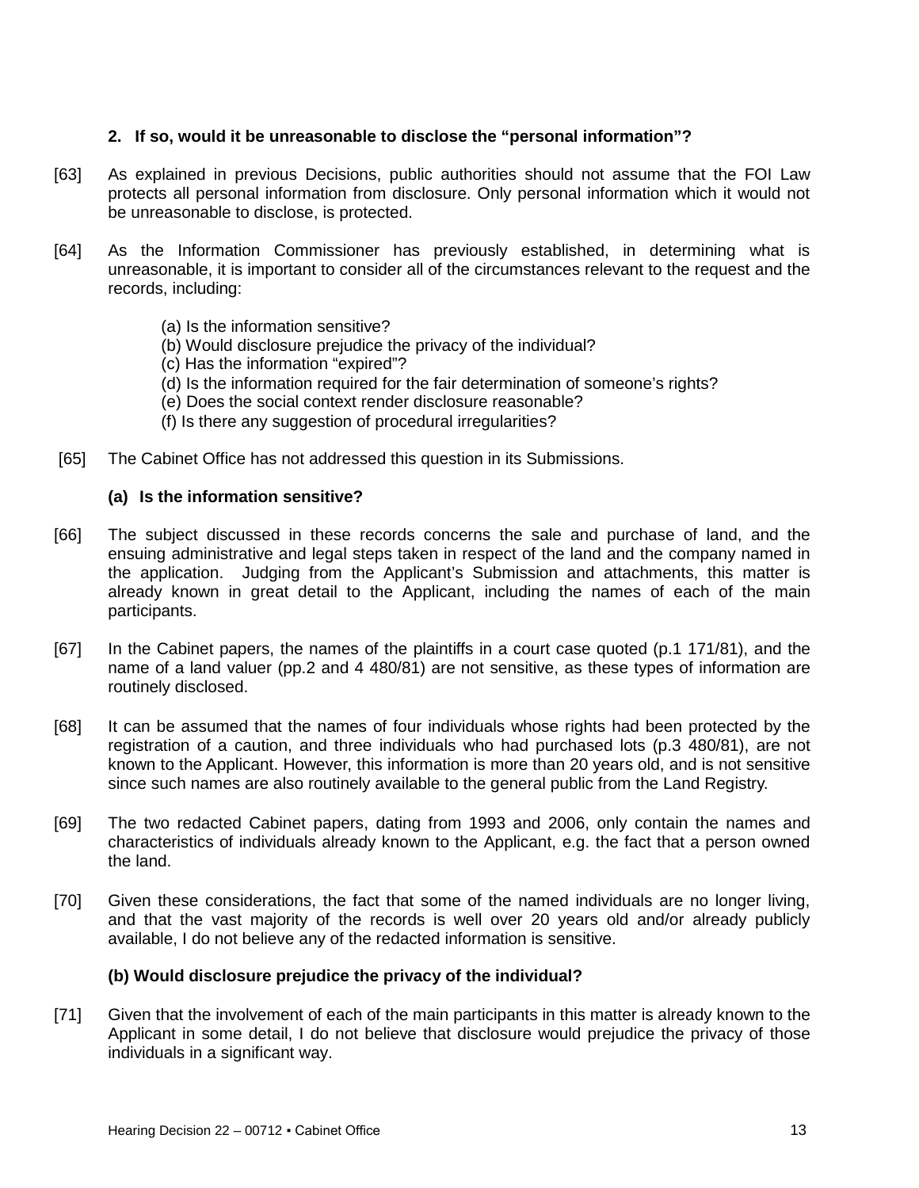### 2. If so, would it be unreasonable to disclose the "personal information"?

[63] As explained in previous Decisions, public authorities should not assume that the FOI Law protects all personal information from disclosure. Only personal information which it would not be unreasonable to disclose, is protected.

[64] As the Information Commissioner has previously established, in determining what is unreasonable, it is important to consider all of the circumstances relevant to the request and the records, including:

(a) Is the information sensitive?
(b) Would disclosure prejudice the privacy of the individual?
(c) Has the information "expired"?
(d) Is the information required for the fair determination of someone's rights?
(e) Does the social context render disclosure reasonable?
(f) Is there any suggestion of procedural irregularities?

[65] The Cabinet Office has not addressed this question in its Submissions.

#### (a) Is the information sensitive?

[66] The subject discussed in these records concerns the sale and purchase of land, and the ensuing administrative and legal steps taken in respect of the land and the company named in the application. Judging from the Applicant's Submission and attachments, this matter is already known in great detail to the Applicant, including the names of each of the main participants.

[67] In the Cabinet papers, the names of the plaintiffs in a court case quoted (p.1 171/81), and the name of a land valuer (pp.2 and 4 480/81) are not sensitive, as these types of information are routinely disclosed.

[68] It can be assumed that the names of four individuals whose rights had been protected by the registration of a caution, and three individuals who had purchased lots (p.3 480/81), are not known to the Applicant. However, this information is more than 20 years old, and is not sensitive since such names are also routinely available to the general public from the Land Registry.

[69] The two redacted Cabinet papers, dating from 1993 and 2006, only contain the names and characteristics of individuals already known to the Applicant, e.g. the fact that a person owned the land.

[70] Given these considerations, the fact that some of the named individuals are no longer living, and that the vast majority of the records is well over 20 years old and/or already publicly available, I do not believe any of the redacted information is sensitive.

#### (b) Would disclosure prejudice the privacy of the individual?

[71] Given that the involvement of each of the main participants in this matter is already known to the Applicant in some detail, I do not believe that disclosure would prejudice the privacy of those individuals in a significant way.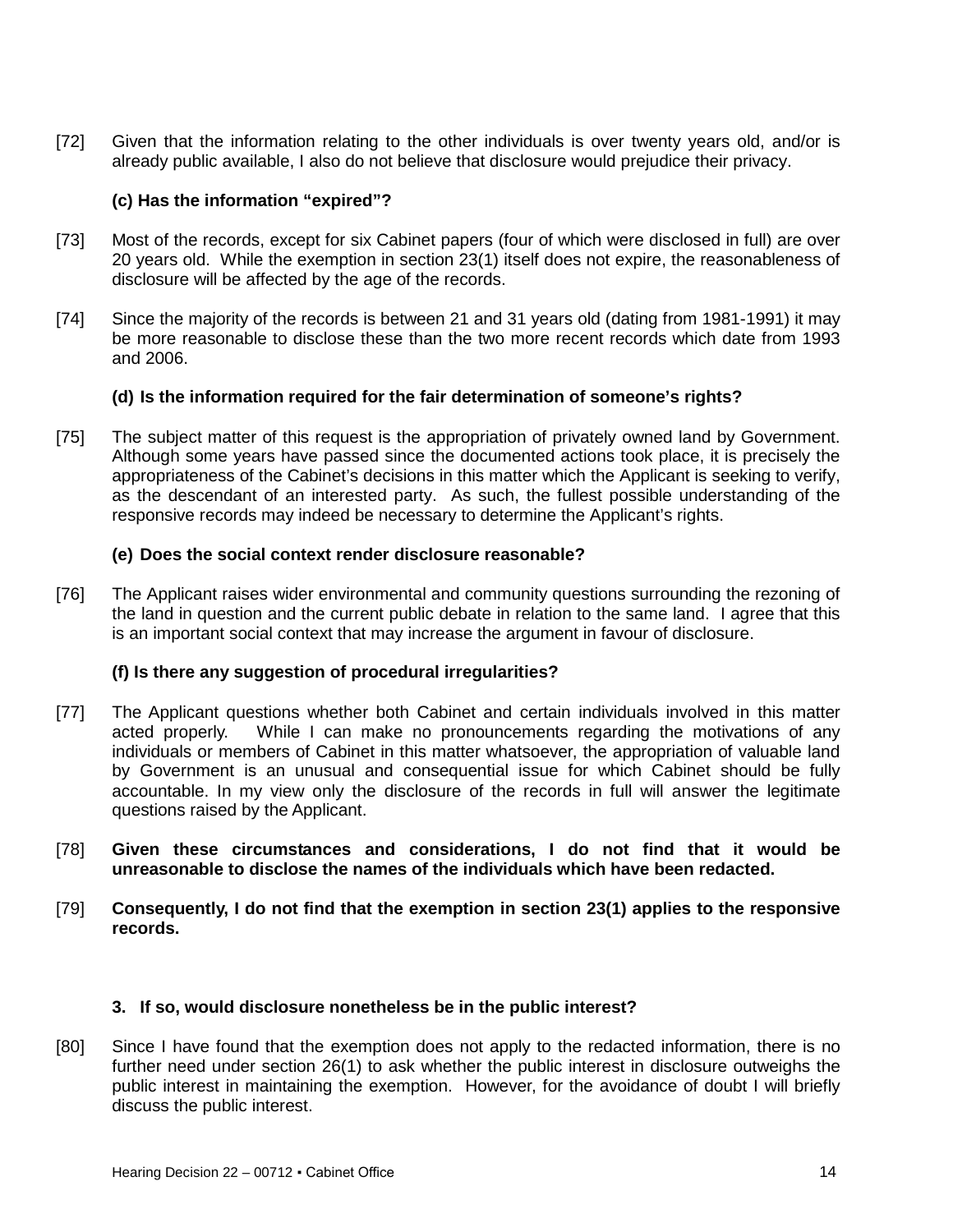[72] Given that the information relating to the other individuals is over twenty years old, and/or is already public available, I also do not believe that disclosure would prejudice their privacy.

**(c) Has the information "expired"?**

[73] Most of the records, except for six Cabinet papers (four of which were disclosed in full) are over 20 years old. While the exemption in section 23(1) itself does not expire, the reasonableness of disclosure will be affected by the age of the records.

[74] Since the majority of the records is between 21 and 31 years old (dating from 1981-1991) it may be more reasonable to disclose these than the two more recent records which date from 1993 and 2006.

**(d) Is the information required for the fair determination of someone's rights?**

[75] The subject matter of this request is the appropriation of privately owned land by Government. Although some years have passed since the documented actions took place, it is precisely the appropriateness of the Cabinet's decisions in this matter which the Applicant is seeking to verify, as the descendant of an interested party. As such, the fullest possible understanding of the responsive records may indeed be necessary to determine the Applicant's rights.

**(e) Does the social context render disclosure reasonable?**

[76] The Applicant raises wider environmental and community questions surrounding the rezoning of the land in question and the current public debate in relation to the same land. I agree that this is an important social context that may increase the argument in favour of disclosure.

**(f) Is there any suggestion of procedural irregularities?**

[77] The Applicant questions whether both Cabinet and certain individuals involved in this matter acted properly. While I can make no pronouncements regarding the motivations of any individuals or members of Cabinet in this matter whatsoever, the appropriation of valuable land by Government is an unusual and consequential issue for which Cabinet should be fully accountable. In my view only the disclosure of the records in full will answer the legitimate questions raised by the Applicant.

[78] **Given these circumstances and considerations, I do not find that it would be unreasonable to disclose the names of the individuals which have been redacted.**

[79] **Consequently, I do not find that the exemption in section 23(1) applies to the responsive records.**

### 3. If so, would disclosure nonetheless be in the public interest?

[80] Since I have found that the exemption does not apply to the redacted information, there is no further need under section 26(1) to ask whether the public interest in disclosure outweighs the public interest in maintaining the exemption. However, for the avoidance of doubt I will briefly discuss the public interest.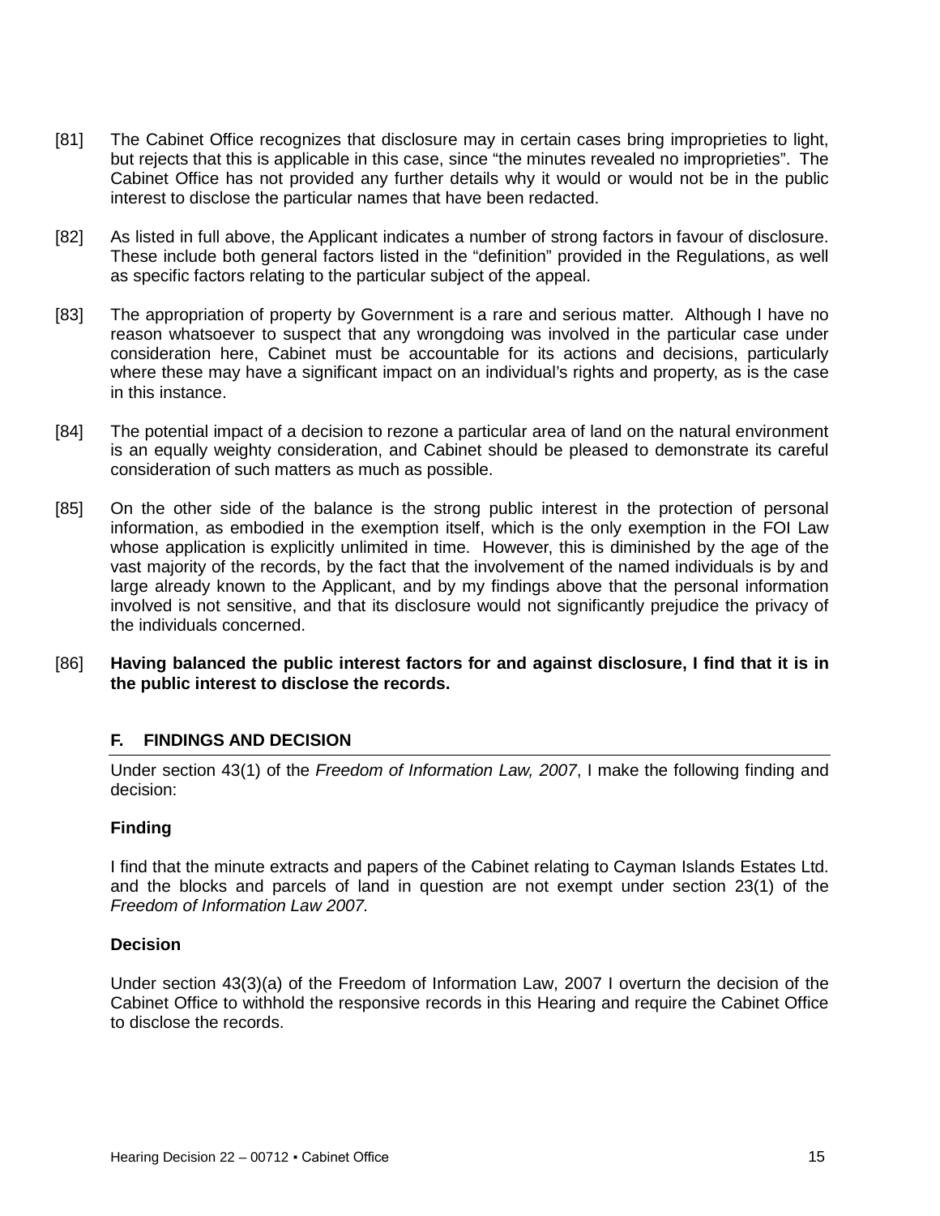[81] The Cabinet Office recognizes that disclosure may in certain cases bring improprieties to light, but rejects that this is applicable in this case, since "the minutes revealed no improprieties". The Cabinet Office has not provided any further details why it would or would not be in the public interest to disclose the particular names that have been redacted.

[82] As listed in full above, the Applicant indicates a number of strong factors in favour of disclosure. These include both general factors listed in the "definition" provided in the Regulations, as well as specific factors relating to the particular subject of the appeal.

[83] The appropriation of property by Government is a rare and serious matter. Although I have no reason whatsoever to suspect that any wrongdoing was involved in the particular case under consideration here, Cabinet must be accountable for its actions and decisions, particularly where these may have a significant impact on an individual's rights and property, as is the case in this instance.

[84] The potential impact of a decision to rezone a particular area of land on the natural environment is an equally weighty consideration, and Cabinet should be pleased to demonstrate its careful consideration of such matters as much as possible.

[85] On the other side of the balance is the strong public interest in the protection of personal information, as embodied in the exemption itself, which is the only exemption in the FOI Law whose application is explicitly unlimited in time. However, this is diminished by the age of the vast majority of the records, by the fact that the involvement of the named individuals is by and large already known to the Applicant, and by my findings above that the personal information involved is not sensitive, and that its disclosure would not significantly prejudice the privacy of the individuals concerned.

[86] **Having balanced the public interest factors for and against disclosure, I find that it is in the public interest to disclose the records.**

## F. FINDINGS AND DECISION

Under section 43(1) of the *Freedom of Information Law, 2007*, I make the following finding and decision:

### Finding

I find that the minute extracts and papers of the Cabinet relating to Cayman Islands Estates Ltd. and the blocks and parcels of land in question are not exempt under section 23(1) of the *Freedom of Information Law 2007.*

### Decision

Under section 43(3)(a) of the Freedom of Information Law, 2007 I overturn the decision of the Cabinet Office to withhold the responsive records in this Hearing and require the Cabinet Office to disclose the records.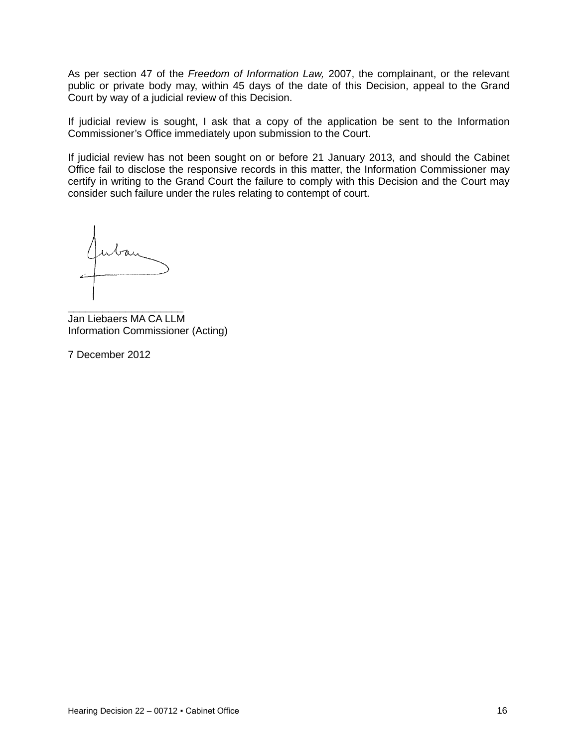As per section 47 of the *Freedom of Information Law,* 2007, the complainant, or the relevant public or private body may, within 45 days of the date of this Decision, appeal to the Grand Court by way of a judicial review of this Decision.

If judicial review is sought, I ask that a copy of the application be sent to the Information Commissioner's Office immediately upon submission to the Court.

If judicial review has not been sought on or before 21 January 2013, and should the Cabinet Office fail to disclose the responsive records in this matter, the Information Commissioner may certify in writing to the Grand Court the failure to comply with this Decision and the Court may consider such failure under the rules relating to contempt of court.

____________________
Jan Liebaers MA CA LLM
Information Commissioner (Acting)

7 December 2012